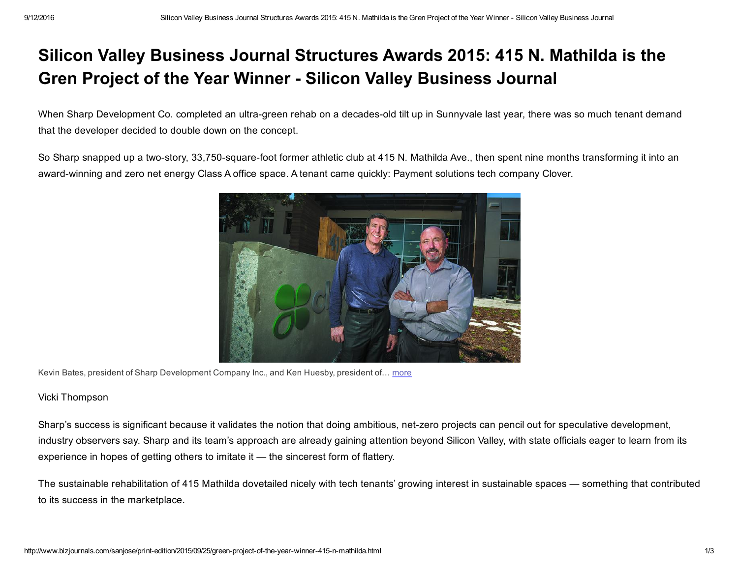# Silicon Valley Business Journal Structures Awards 2015: 415 N. Mathilda is the Gren Project of the Year Winner - Silicon Valley Business Journal

When Sharp Development Co. completed an ultra-green rehab on a decades-old tilt up in Sunnyvale last year, there was so much tenant demand that the developer decided to double down on the concept.

So Sharp snapped up a two-story, 33,750-square-foot former athletic club at 415 N. Mathilda Ave., then spent nine months transforming it into an award-winning and zero net energy Class A office space. A tenant came quickly: Payment solutions tech company Clover.

Kevin Bates, president of Sharp Development Company Inc., and Ken Huesby, president of… more

Vicki Thompson

Sharp's success is significant because it validates the notion that doing ambitious, net-zero projects can pencil out for speculative development, industry observers say. Sharp and its team's approach are already gaining attention beyond Silicon Valley, with state officials eager to learn from its experience in hopes of getting others to imitate it — the sincerest form of flattery.

The sustainable rehabilitation of 415 Mathilda dovetailed nicely with tech tenants' growing interest in sustainable spaces — something that contributed to its success in the marketplace.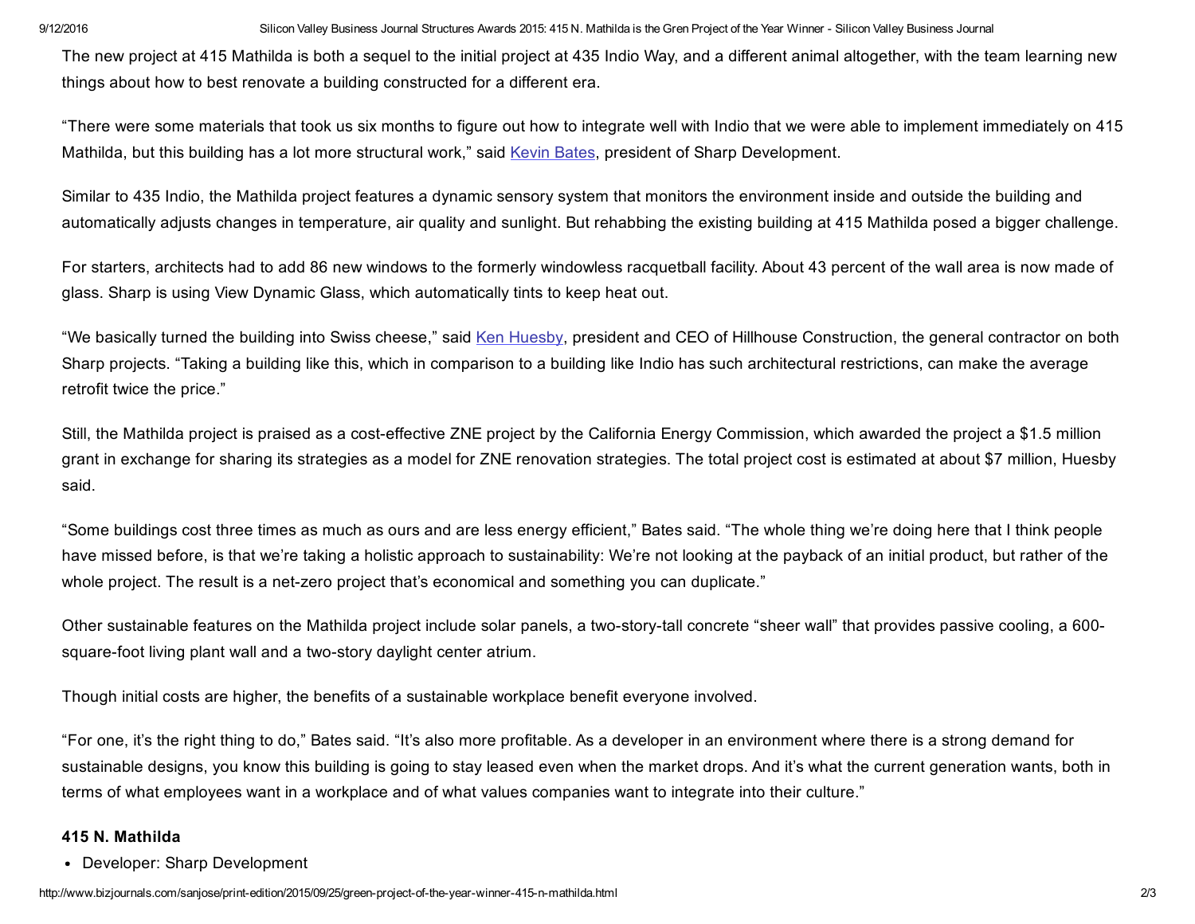The new project at 415 Mathilda is both a sequel to the initial project at 435 Indio Way, and a different animal altogether, with the team learning new things about how to best renovate a building constructed for a different era.

“There were some materials that took us six months to figure out how to integrate well with Indio that we were able to implement immediately on 415 Mathilda, but this building has a lot more structural work,” said Kevin Bates, president of Sharp Development.

Similar to 435 Indio, the Mathilda project features a dynamic sensory system that monitors the environment inside and outside the building and automatically adjusts changes in temperature, air quality and sunlight. But rehabbing the existing building at 415 Mathilda posed a bigger challenge.

For starters, architects had to add 86 new windows to the formerly windowless racquetball facility. About 43 percent of the wall area is now made of glass. Sharp is using View Dynamic Glass, which automatically tints to keep heat out.

“We basically turned the building into Swiss cheese,” said Ken Huesby, president and CEO of Hillhouse Construction, the general contractor on both Sharp projects. “Taking a building like this, which in comparison to a building like Indio has such architectural restrictions, can make the average retrofit twice the price.”

Still, the Mathilda project is praised as a cost-effective ZNE project by the California Energy Commission, which awarded the project a $1.5 million grant in exchange for sharing its strategies as a model for ZNE renovation strategies. The total project cost is estimated at about $7 million, Huesby said.

“Some buildings cost three times as much as ours and are less energy efficient,” Bates said. “The whole thing we’re doing here that I think people have missed before, is that we’re taking a holistic approach to sustainability: We’re not looking at the payback of an initial product, but rather of the whole project. The result is a net-zero project that’s economical and something you can duplicate.”

Other sustainable features on the Mathilda project include solar panels, a two-story-tall concrete “sheer wall” that provides passive cooling, a 600-square-foot living plant wall and a two-story daylight center atrium.

Though initial costs are higher, the benefits of a sustainable workplace benefit everyone involved.

“For one, it’s the right thing to do,” Bates said. “It’s also more profitable. As a developer in an environment where there is a strong demand for sustainable designs, you know this building is going to stay leased even when the market drops. And it’s what the current generation wants, both in terms of what employees want in a workplace and of what values companies want to integrate into their culture.”

**415 N. Mathilda**

- Developer: Sharp Development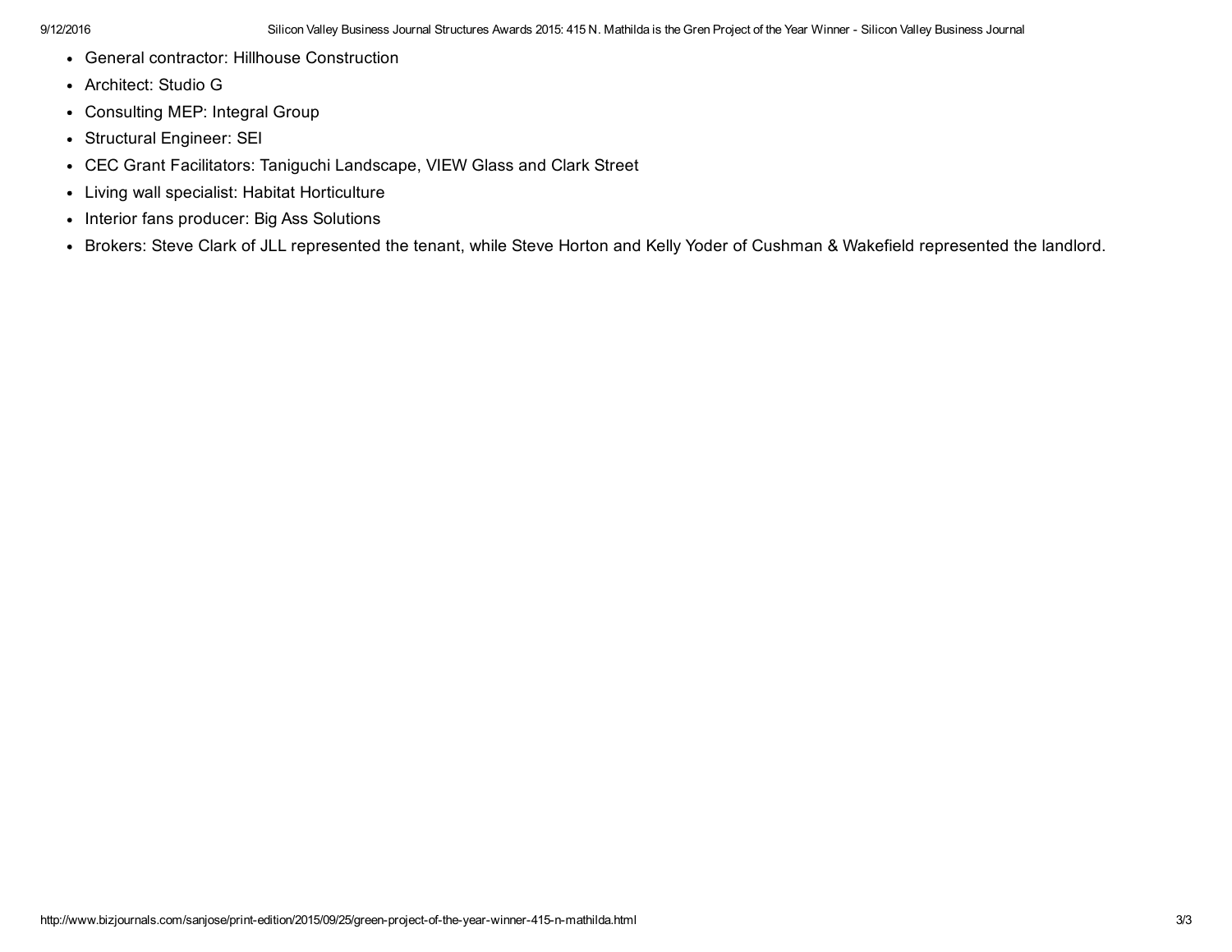- General contractor: Hillhouse Construction
- Architect: Studio G
- Consulting MEP: Integral Group
- Structural Engineer: SEI
- CEC Grant Facilitators: Taniguchi Landscape, VIEW Glass and Clark Street
- Living wall specialist: Habitat Horticulture
- Interior fans producer: Big Ass Solutions
- Brokers: Steve Clark of JLL represented the tenant, while Steve Horton and Kelly Yoder of Cushman & Wakefield represented the landlord.